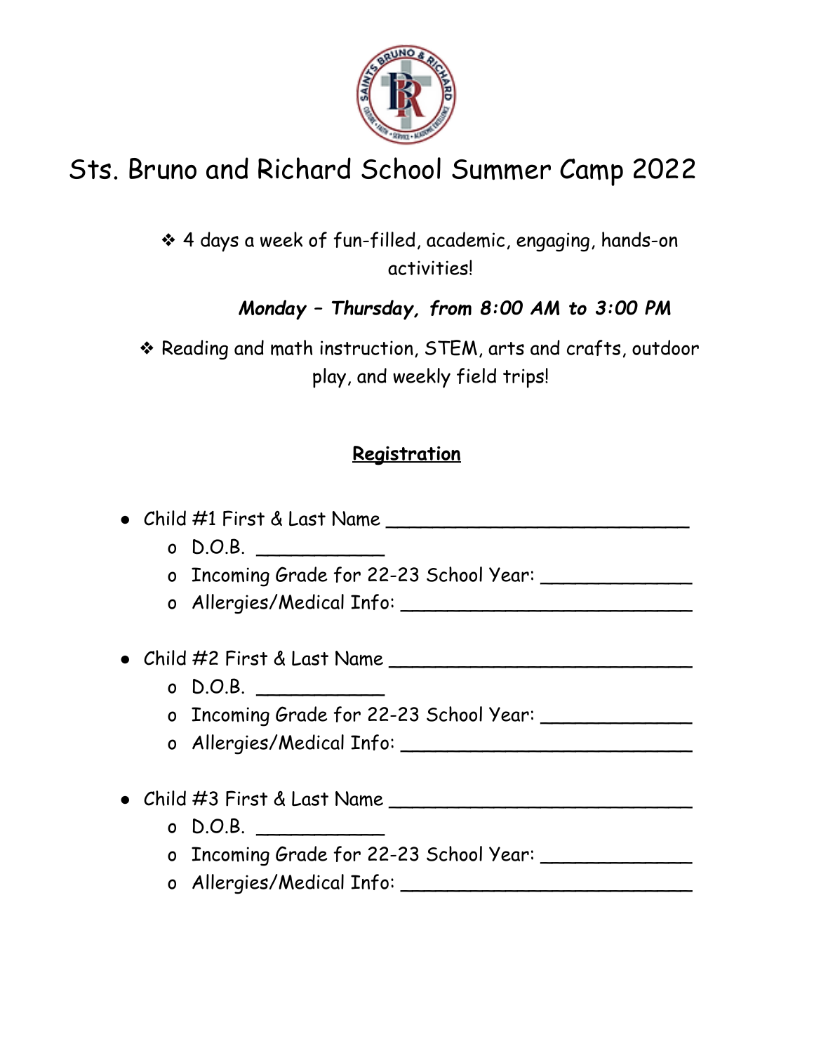# Sts. Bruno and Richard School Summer Camp 2022

- ❖ 4 days a week of fun-filled, academic, engaging, hands-on activities!

***Monday – Thursday, from 8:00 AM to 3:00 PM***

- ❖ Reading and math instruction, STEM, arts and crafts, outdoor play, and weekly field trips!

## Registration

- Child #1 First & Last Name ___________________________
  - D.O.B. ___________
  - Incoming Grade for 22-23 School Year: _____________
  - Allergies/Medical Info: __________________________

- Child #2 First & Last Name ___________________________
  - D.O.B. ___________
  - Incoming Grade for 22-23 School Year: _____________
  - Allergies/Medical Info: __________________________

- Child #3 First & Last Name ___________________________
  - D.O.B. ___________
  - Incoming Grade for 22-23 School Year: _____________
  - Allergies/Medical Info: __________________________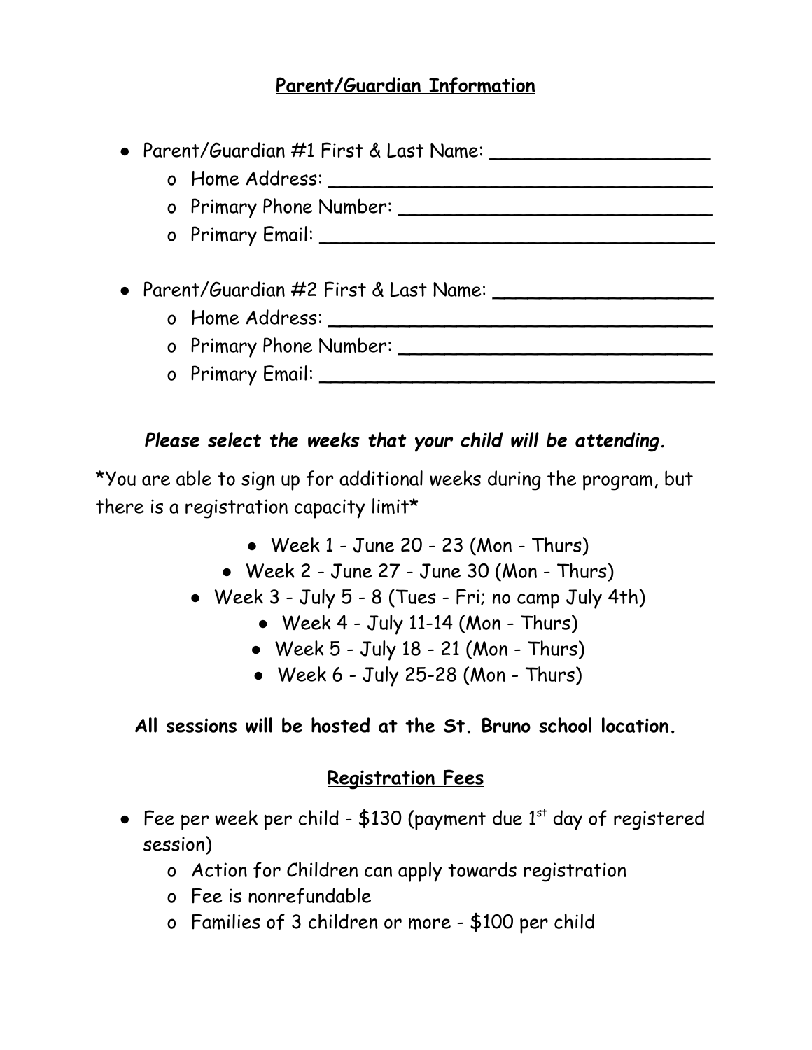## Parent/Guardian Information

- Parent/Guardian #1 First & Last Name: ____________________
  - Home Address: ____________________________________
  - Primary Phone Number: _____________________________
  - Primary Email: _____________________________________
- Parent/Guardian #2 First & Last Name: ____________________
  - Home Address: ____________________________________
  - Primary Phone Number: _____________________________
  - Primary Email: _____________________________________

***Please select the weeks that your child will be attending.***

*You are able to sign up for additional weeks during the program, but there is a registration capacity limit*

- Week 1 - June 20 - 23 (Mon - Thurs)
- Week 2 - June 27 - June 30 (Mon - Thurs)
- Week 3 - July 5 - 8 (Tues - Fri; no camp July 4th)
- Week 4 - July 11-14 (Mon - Thurs)
- Week 5 - July 18 - 21 (Mon - Thurs)
- Week 6 - July 25-28 (Mon - Thurs)

**All sessions will be hosted at the St. Bruno school location.**

## Registration Fees

- Fee per week per child - $130 (payment due 1st day of registered session)
  - Action for Children can apply towards registration
  - Fee is nonrefundable
  - Families of 3 children or more - $100 per child